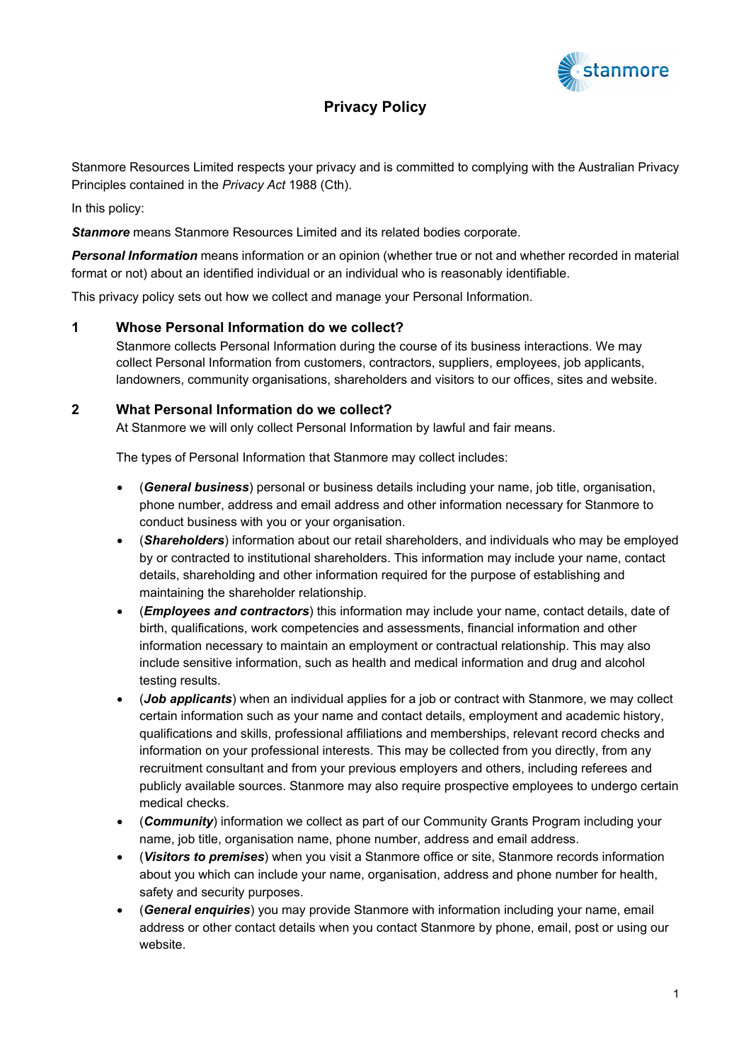# Privacy Policy

Stanmore Resources Limited respects your privacy and is committed to complying with the Australian Privacy Principles contained in the *Privacy Act* 1988 (Cth).

In this policy:

***Stanmore*** means Stanmore Resources Limited and its related bodies corporate.

***Personal Information*** means information or an opinion (whether true or not and whether recorded in material format or not) about an identified individual or an individual who is reasonably identifiable.

This privacy policy sets out how we collect and manage your Personal Information.

## 1 Whose Personal Information do we collect?

Stanmore collects Personal Information during the course of its business interactions. We may collect Personal Information from customers, contractors, suppliers, employees, job applicants, landowners, community organisations, shareholders and visitors to our offices, sites and website.

## 2 What Personal Information do we collect?

At Stanmore we will only collect Personal Information by lawful and fair means.

The types of Personal Information that Stanmore may collect includes:

- (***General business***) personal or business details including your name, job title, organisation, phone number, address and email address and other information necessary for Stanmore to conduct business with you or your organisation.
- (***Shareholders***) information about our retail shareholders, and individuals who may be employed by or contracted to institutional shareholders. This information may include your name, contact details, shareholding and other information required for the purpose of establishing and maintaining the shareholder relationship.
- (***Employees and contractors***) this information may include your name, contact details, date of birth, qualifications, work competencies and assessments, financial information and other information necessary to maintain an employment or contractual relationship. This may also include sensitive information, such as health and medical information and drug and alcohol testing results.
- (***Job applicants***) when an individual applies for a job or contract with Stanmore, we may collect certain information such as your name and contact details, employment and academic history, qualifications and skills, professional affiliations and memberships, relevant record checks and information on your professional interests. This may be collected from you directly, from any recruitment consultant and from your previous employers and others, including referees and publicly available sources. Stanmore may also require prospective employees to undergo certain medical checks.
- (***Community***) information we collect as part of our Community Grants Program including your name, job title, organisation name, phone number, address and email address.
- (***Visitors to premises***) when you visit a Stanmore office or site, Stanmore records information about you which can include your name, organisation, address and phone number for health, safety and security purposes.
- (***General enquiries***) you may provide Stanmore with information including your name, email address or other contact details when you contact Stanmore by phone, email, post or using our website.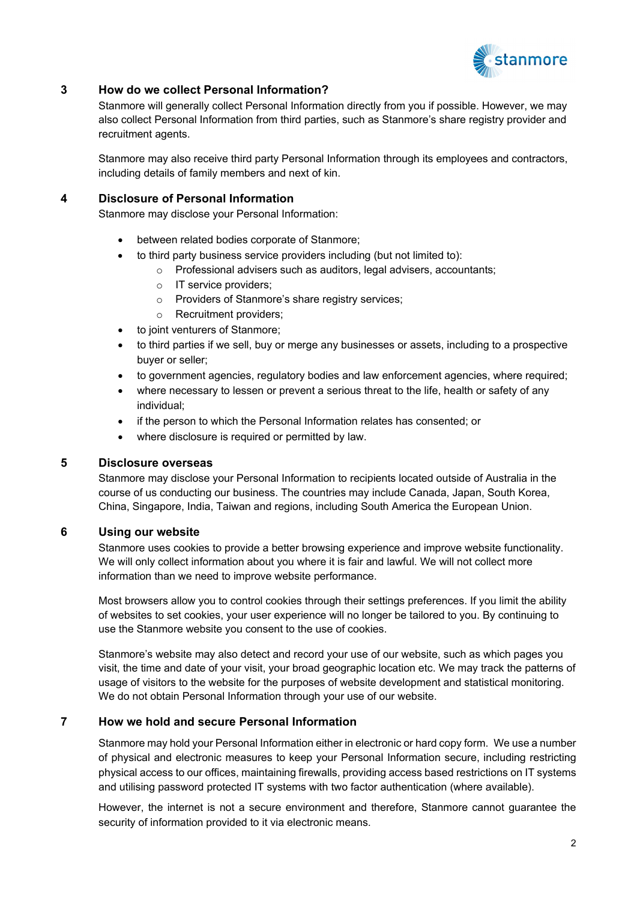## 3 How do we collect Personal Information?

Stanmore will generally collect Personal Information directly from you if possible. However, we may also collect Personal Information from third parties, such as Stanmore's share registry provider and recruitment agents.

Stanmore may also receive third party Personal Information through its employees and contractors, including details of family members and next of kin.

## 4 Disclosure of Personal Information

Stanmore may disclose your Personal Information:

- between related bodies corporate of Stanmore;
- to third party business service providers including (but not limited to):
  - Professional advisers such as auditors, legal advisers, accountants;
  - IT service providers;
  - Providers of Stanmore's share registry services;
  - Recruitment providers;
- to joint venturers of Stanmore;
- to third parties if we sell, buy or merge any businesses or assets, including to a prospective buyer or seller;
- to government agencies, regulatory bodies and law enforcement agencies, where required;
- where necessary to lessen or prevent a serious threat to the life, health or safety of any individual;
- if the person to which the Personal Information relates has consented; or
- where disclosure is required or permitted by law.

## 5 Disclosure overseas

Stanmore may disclose your Personal Information to recipients located outside of Australia in the course of us conducting our business. The countries may include Canada, Japan, South Korea, China, Singapore, India, Taiwan and regions, including South America the European Union.

## 6 Using our website

Stanmore uses cookies to provide a better browsing experience and improve website functionality. We will only collect information about you where it is fair and lawful. We will not collect more information than we need to improve website performance.

Most browsers allow you to control cookies through their settings preferences. If you limit the ability of websites to set cookies, your user experience will no longer be tailored to you. By continuing to use the Stanmore website you consent to the use of cookies.

Stanmore's website may also detect and record your use of our website, such as which pages you visit, the time and date of your visit, your broad geographic location etc. We may track the patterns of usage of visitors to the website for the purposes of website development and statistical monitoring. We do not obtain Personal Information through your use of our website.

## 7 How we hold and secure Personal Information

Stanmore may hold your Personal Information either in electronic or hard copy form. We use a number of physical and electronic measures to keep your Personal Information secure, including restricting physical access to our offices, maintaining firewalls, providing access based restrictions on IT systems and utilising password protected IT systems with two factor authentication (where available).

However, the internet is not a secure environment and therefore, Stanmore cannot guarantee the security of information provided to it via electronic means.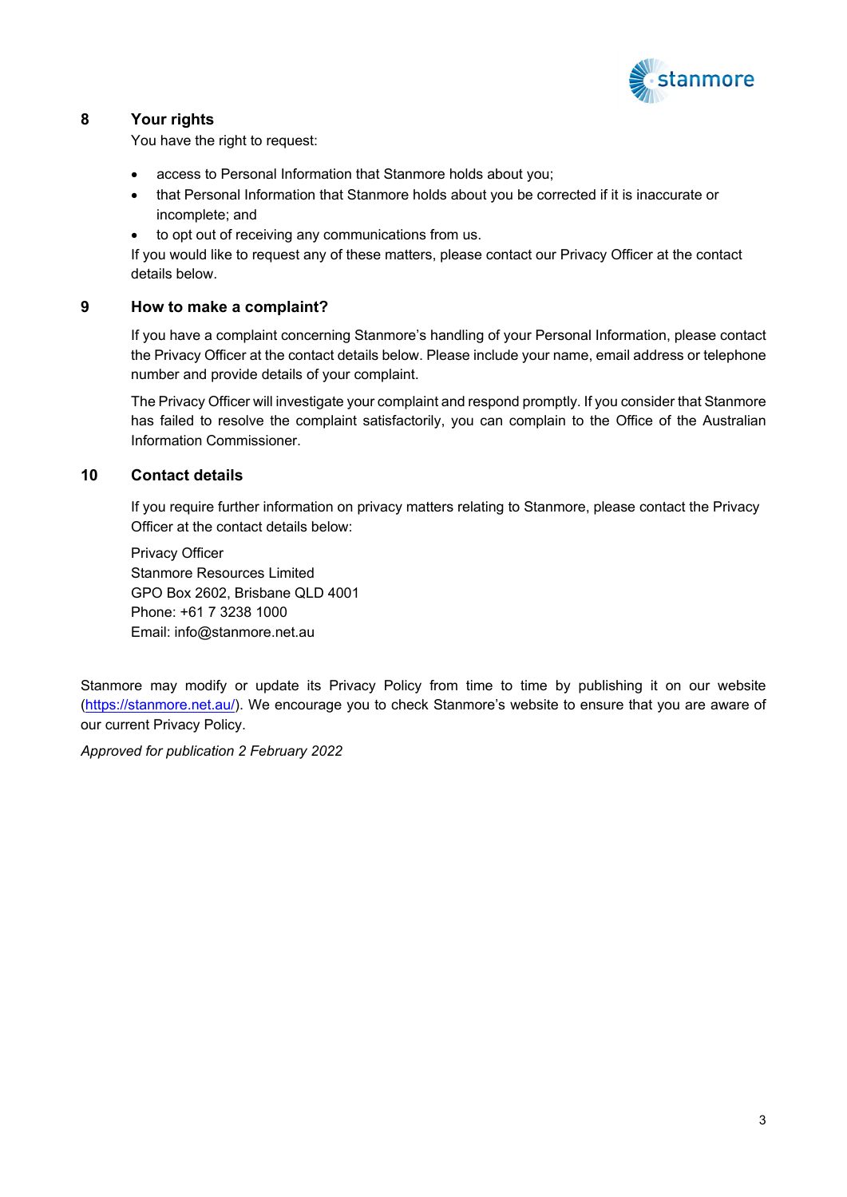## 8 Your rights

You have the right to request:

- access to Personal Information that Stanmore holds about you;
- that Personal Information that Stanmore holds about you be corrected if it is inaccurate or incomplete; and
- to opt out of receiving any communications from us.

If you would like to request any of these matters, please contact our Privacy Officer at the contact details below.

## 9 How to make a complaint?

If you have a complaint concerning Stanmore's handling of your Personal Information, please contact the Privacy Officer at the contact details below. Please include your name, email address or telephone number and provide details of your complaint.

The Privacy Officer will investigate your complaint and respond promptly. If you consider that Stanmore has failed to resolve the complaint satisfactorily, you can complain to the Office of the Australian Information Commissioner.

## 10 Contact details

If you require further information on privacy matters relating to Stanmore, please contact the Privacy Officer at the contact details below:

Privacy Officer
Stanmore Resources Limited
GPO Box 2602, Brisbane QLD 4001
Phone: +61 7 3238 1000
Email: info@stanmore.net.au

Stanmore may modify or update its Privacy Policy from time to time by publishing it on our website (https://stanmore.net.au/). We encourage you to check Stanmore's website to ensure that you are aware of our current Privacy Policy.

*Approved for publication 2 February 2022*